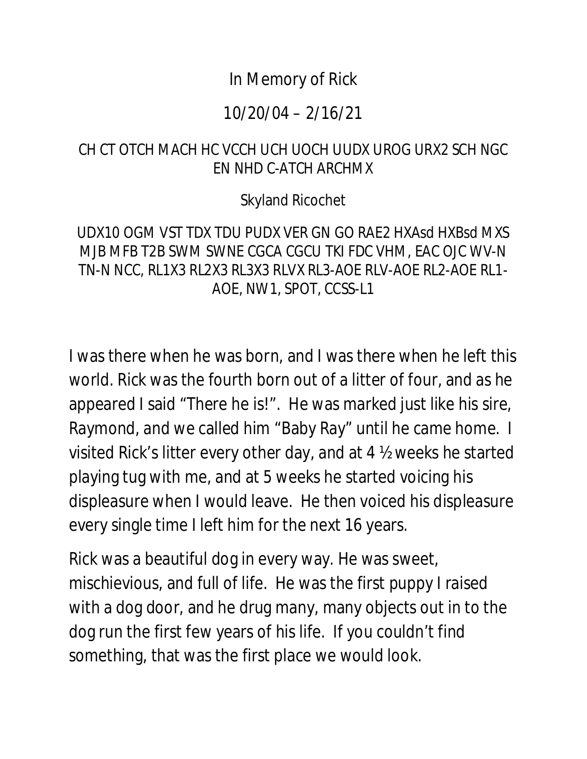In Memory of Rick

10/20/04 – 2/16/21

CH CT OTCH MACH HC VCCH UCH UOCH UUDX UROG URX2 SCH NGC EN NHD C-ATCH ARCHMX

Skyland Ricochet

UDX10 OGM VST TDX TDU PUDX VER GN GO RAE2 HXAsd HXBsd MXS MJB MFB T2B SWM SWNE CGCA CGCU TKI FDC VHM, EAC OJC WV-N TN-N NCC, RL1X3 RL2X3 RL3X3 RLVX RL3-AOE RLV-AOE RL2-AOE RL1-AOE, NW1, SPOT, CCSS-L1

I was there when he was born, and I was there when he left this world. Rick was the fourth born out of a litter of four, and as he appeared I said "There he is!". He was marked just like his sire, Raymond, and we called him "Baby Ray" until he came home. I visited Rick's litter every other day, and at 4 ½ weeks he started playing tug with me, and at 5 weeks he started voicing his displeasure when I would leave. He then voiced his displeasure every single time I left him for the next 16 years.

Rick was a beautiful dog in every way. He was sweet, mischievious, and full of life. He was the first puppy I raised with a dog door, and he drug many, many objects out in to the dog run the first few years of his life. If you couldn't find something, that was the first place we would look.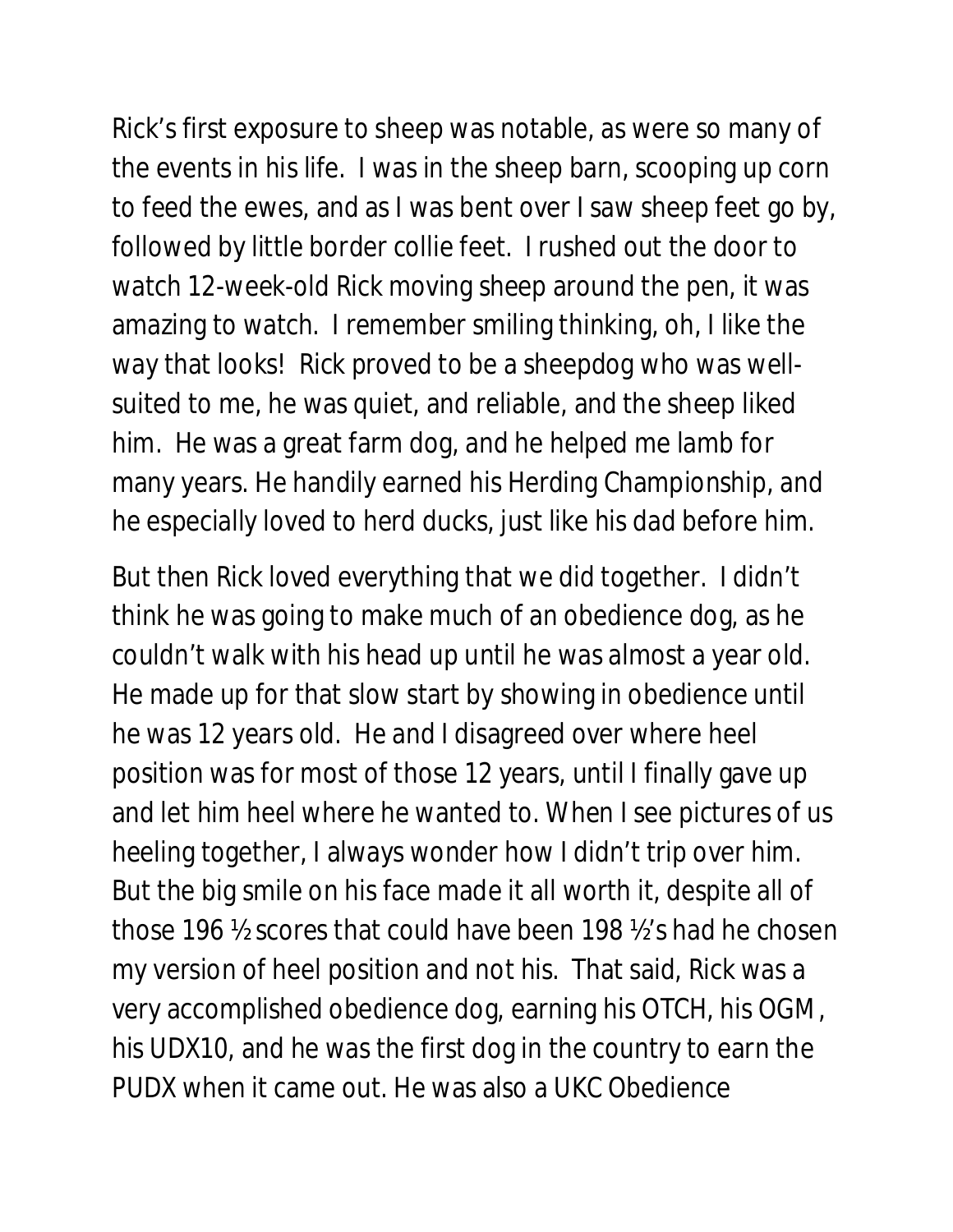Rick's first exposure to sheep was notable, as were so many of the events in his life. I was in the sheep barn, scooping up corn to feed the ewes, and as I was bent over I saw sheep feet go by, followed by little border collie feet. I rushed out the door to watch 12-week-old Rick moving sheep around the pen, it was amazing to watch. I remember smiling thinking, oh, I like the way that looks! Rick proved to be a sheepdog who was well-suited to me, he was quiet, and reliable, and the sheep liked him. He was a great farm dog, and he helped me lamb for many years. He handily earned his Herding Championship, and he especially loved to herd ducks, just like his dad before him.

But then Rick loved everything that we did together. I didn't think he was going to make much of an obedience dog, as he couldn't walk with his head up until he was almost a year old. He made up for that slow start by showing in obedience until he was 12 years old. He and I disagreed over where heel position was for most of those 12 years, until I finally gave up and let him heel where he wanted to. When I see pictures of us heeling together, I always wonder how I didn't trip over him. But the big smile on his face made it all worth it, despite all of those 196 ½ scores that could have been 198 ½'s had he chosen my version of heel position and not his. That said, Rick was a very accomplished obedience dog, earning his OTCH, his OGM, his UDX10, and he was the first dog in the country to earn the PUDX when it came out. He was also a UKC Obedience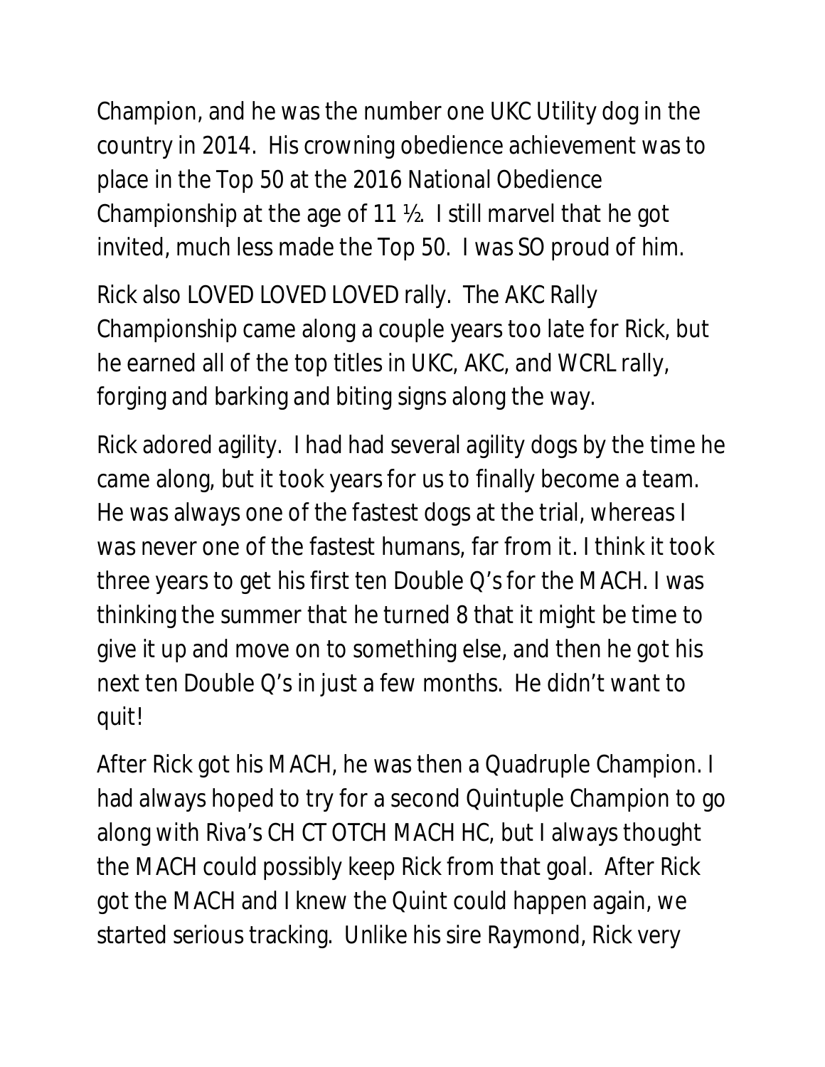Champion, and he was the number one UKC Utility dog in the country in 2014. His crowning obedience achievement was to place in the Top 50 at the 2016 National Obedience Championship at the age of 11 ½. I still marvel that he got invited, much less made the Top 50. I was SO proud of him.

Rick also LOVED LOVED LOVED rally. The AKC Rally Championship came along a couple years too late for Rick, but he earned all of the top titles in UKC, AKC, and WCRL rally, forging and barking and biting signs along the way.

Rick adored agility. I had had several agility dogs by the time he came along, but it took years for us to finally become a team. He was always one of the fastest dogs at the trial, whereas I was never one of the fastest humans, far from it. I think it took three years to get his first ten Double Q's for the MACH. I was thinking the summer that he turned 8 that it might be time to give it up and move on to something else, and then he got his next ten Double Q's in just a few months. He didn't want to quit!

After Rick got his MACH, he was then a Quadruple Champion. I had always hoped to try for a second Quintuple Champion to go along with Riva's CH CT OTCH MACH HC, but I always thought the MACH could possibly keep Rick from that goal. After Rick got the MACH and I knew the Quint could happen again, we started serious tracking. Unlike his sire Raymond, Rick very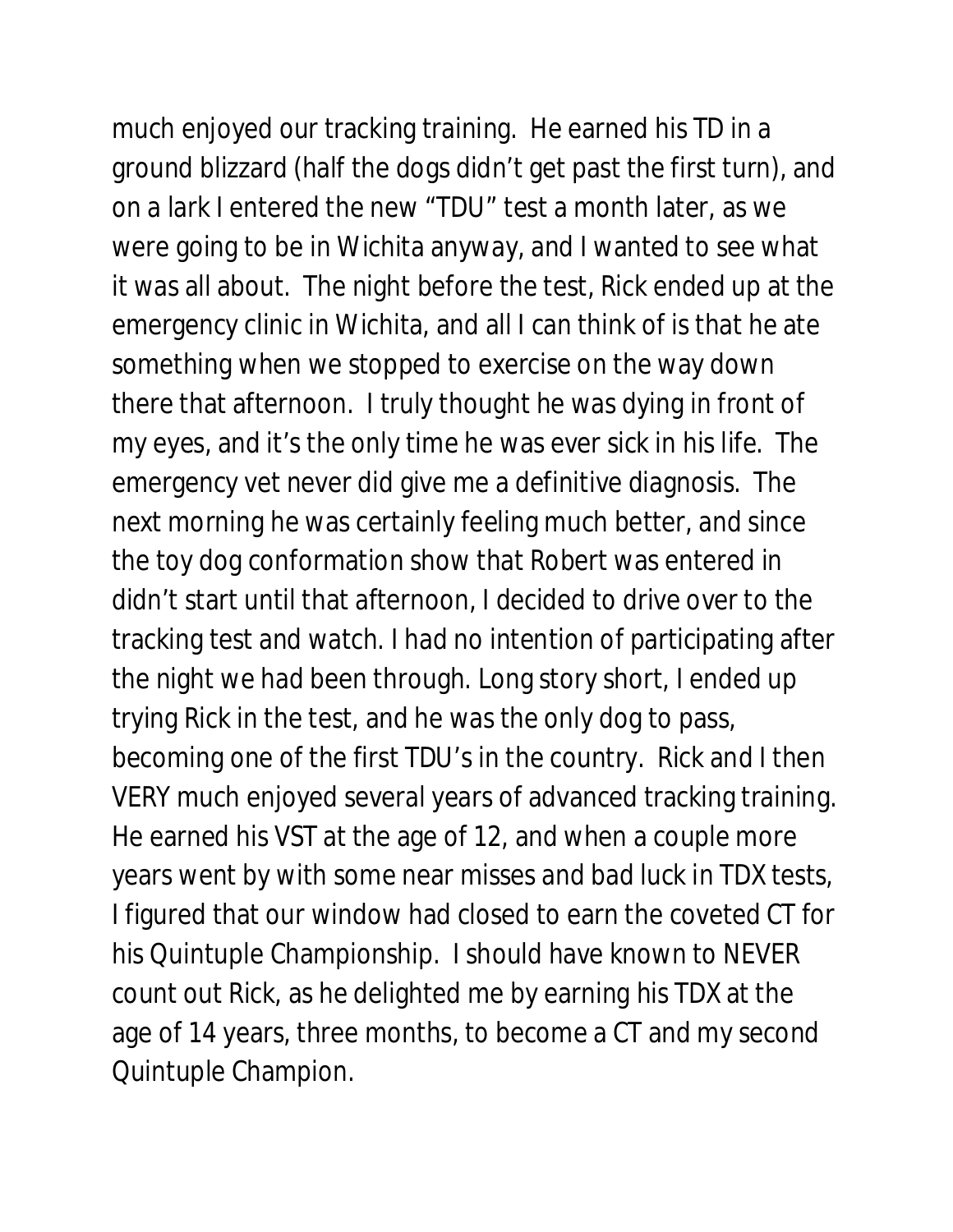much enjoyed our tracking training. He earned his TD in a ground blizzard (half the dogs didn't get past the first turn), and on a lark I entered the new "TDU" test a month later, as we were going to be in Wichita anyway, and I wanted to see what it was all about. The night before the test, Rick ended up at the emergency clinic in Wichita, and all I can think of is that he ate something when we stopped to exercise on the way down there that afternoon. I truly thought he was dying in front of my eyes, and it's the only time he was ever sick in his life. The emergency vet never did give me a definitive diagnosis. The next morning he was certainly feeling much better, and since the toy dog conformation show that Robert was entered in didn't start until that afternoon, I decided to drive over to the tracking test and watch. I had no intention of participating after the night we had been through. Long story short, I ended up trying Rick in the test, and he was the only dog to pass, becoming one of the first TDU's in the country. Rick and I then VERY much enjoyed several years of advanced tracking training. He earned his VST at the age of 12, and when a couple more years went by with some near misses and bad luck in TDX tests, I figured that our window had closed to earn the coveted CT for his Quintuple Championship. I should have known to NEVER count out Rick, as he delighted me by earning his TDX at the age of 14 years, three months, to become a CT and my second Quintuple Champion.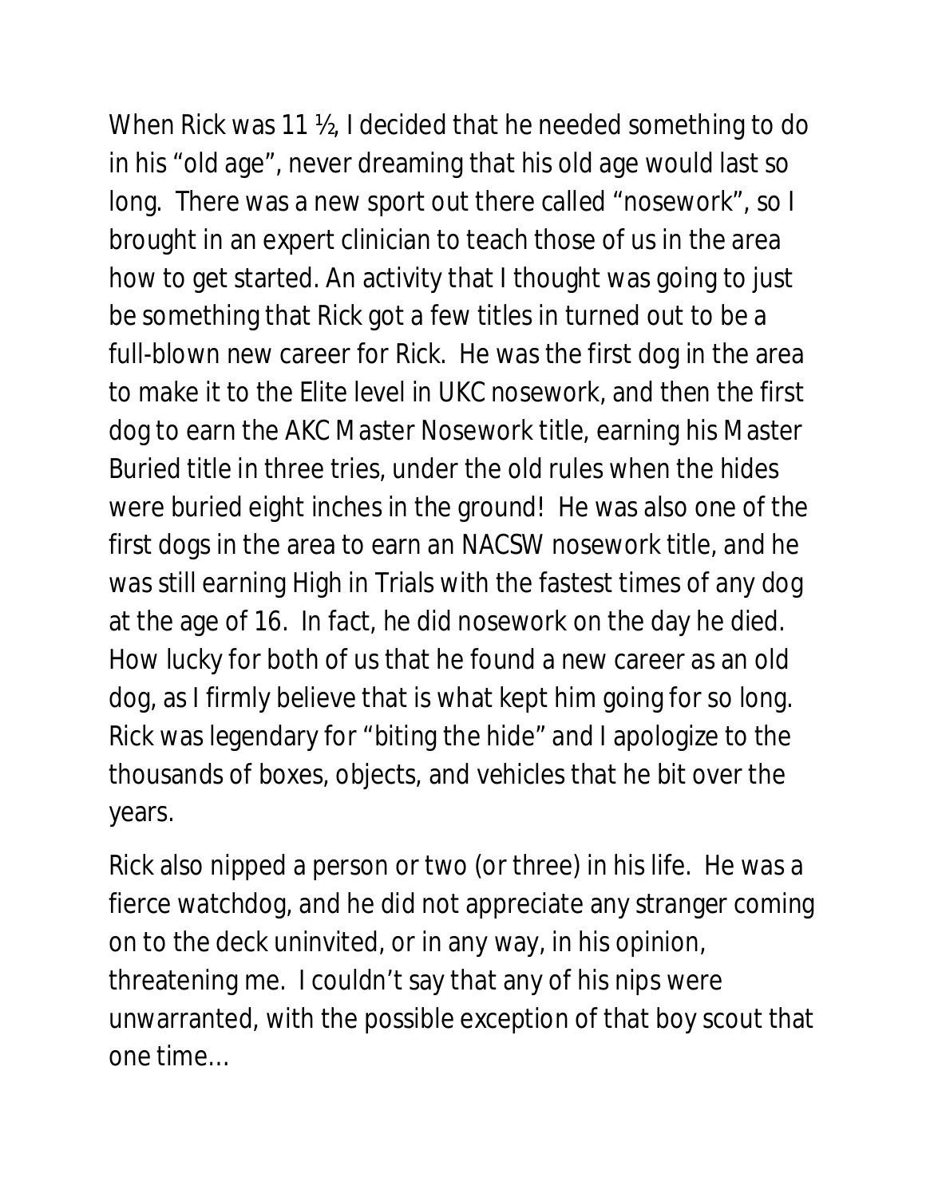When Rick was 11 ½, I decided that he needed something to do in his "old age", never dreaming that his old age would last so long. There was a new sport out there called "nosework", so I brought in an expert clinician to teach those of us in the area how to get started. An activity that I thought was going to just be something that Rick got a few titles in turned out to be a full-blown new career for Rick. He was the first dog in the area to make it to the Elite level in UKC nosework, and then the first dog to earn the AKC Master Nosework title, earning his Master Buried title in three tries, under the old rules when the hides were buried eight inches in the ground! He was also one of the first dogs in the area to earn an NACSW nosework title, and he was still earning High in Trials with the fastest times of any dog at the age of 16. In fact, he did nosework on the day he died. How lucky for both of us that he found a new career as an old dog, as I firmly believe that is what kept him going for so long. Rick was legendary for "biting the hide" and I apologize to the thousands of boxes, objects, and vehicles that he bit over the years.

Rick also nipped a person or two (or three) in his life. He was a fierce watchdog, and he did not appreciate any stranger coming on to the deck uninvited, or in any way, in his opinion, threatening me. I couldn't say that any of his nips were unwarranted, with the possible exception of that boy scout that one time…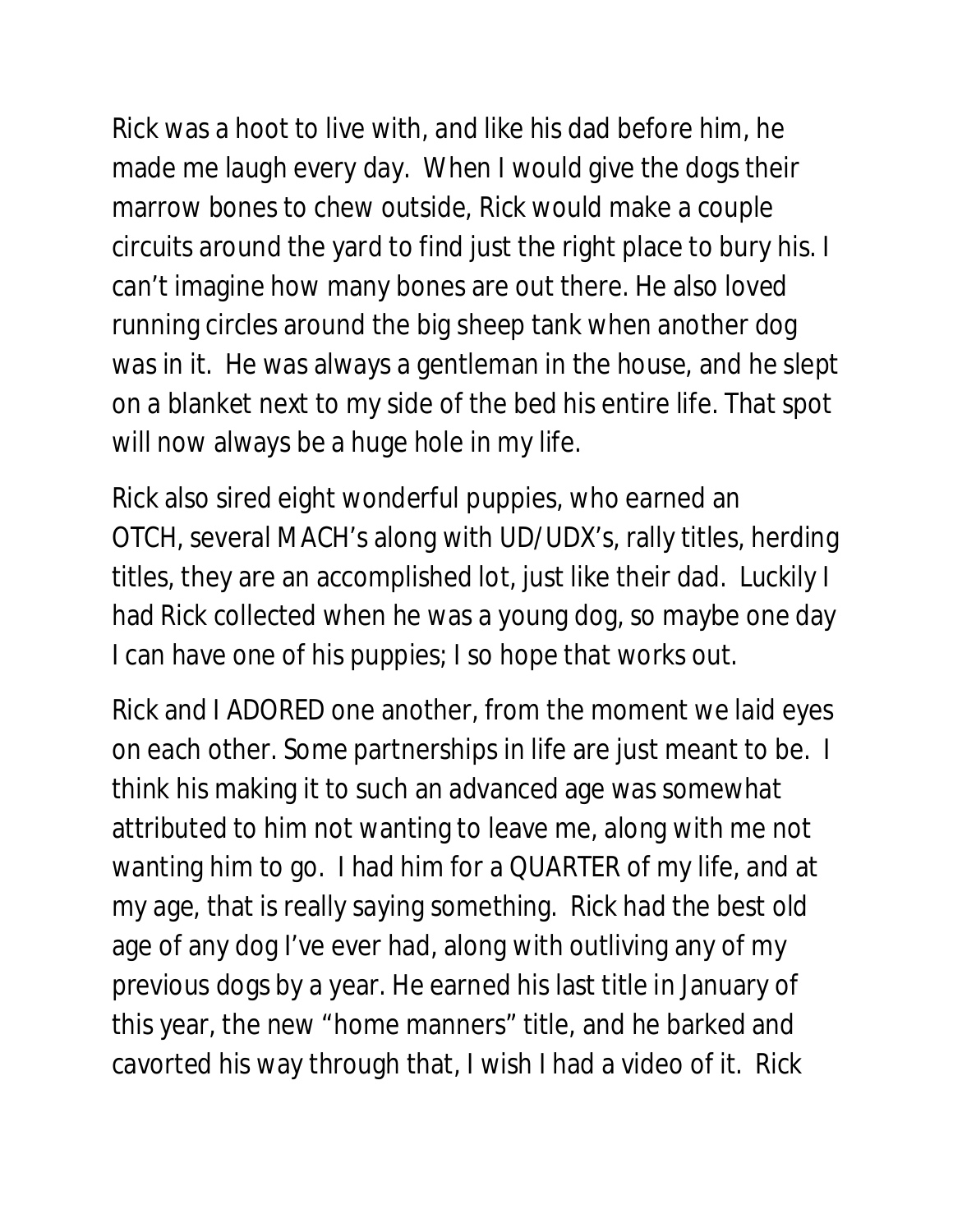Rick was a hoot to live with, and like his dad before him, he made me laugh every day.  When I would give the dogs their marrow bones to chew outside, Rick would make a couple circuits around the yard to find just the right place to bury his. I can't imagine how many bones are out there. He also loved running circles around the big sheep tank when another dog was in it.  He was always a gentleman in the house, and he slept on a blanket next to my side of the bed his entire life. That spot will now always be a huge hole in my life.

Rick also sired eight wonderful puppies, who earned an OTCH, several MACH's along with UD/UDX's, rally titles, herding titles, they are an accomplished lot, just like their dad.  Luckily I had Rick collected when he was a young dog, so maybe one day I can have one of his puppies; I so hope that works out.

Rick and I ADORED one another, from the moment we laid eyes on each other. Some partnerships in life are just meant to be.  I think his making it to such an advanced age was somewhat attributed to him not wanting to leave me, along with me not wanting him to go.  I had him for a QUARTER of my life, and at my age, that is really saying something.  Rick had the best old age of any dog I've ever had, along with outliving any of my previous dogs by a year. He earned his last title in January of this year, the new "home manners" title, and he barked and cavorted his way through that, I wish I had a video of it.  Rick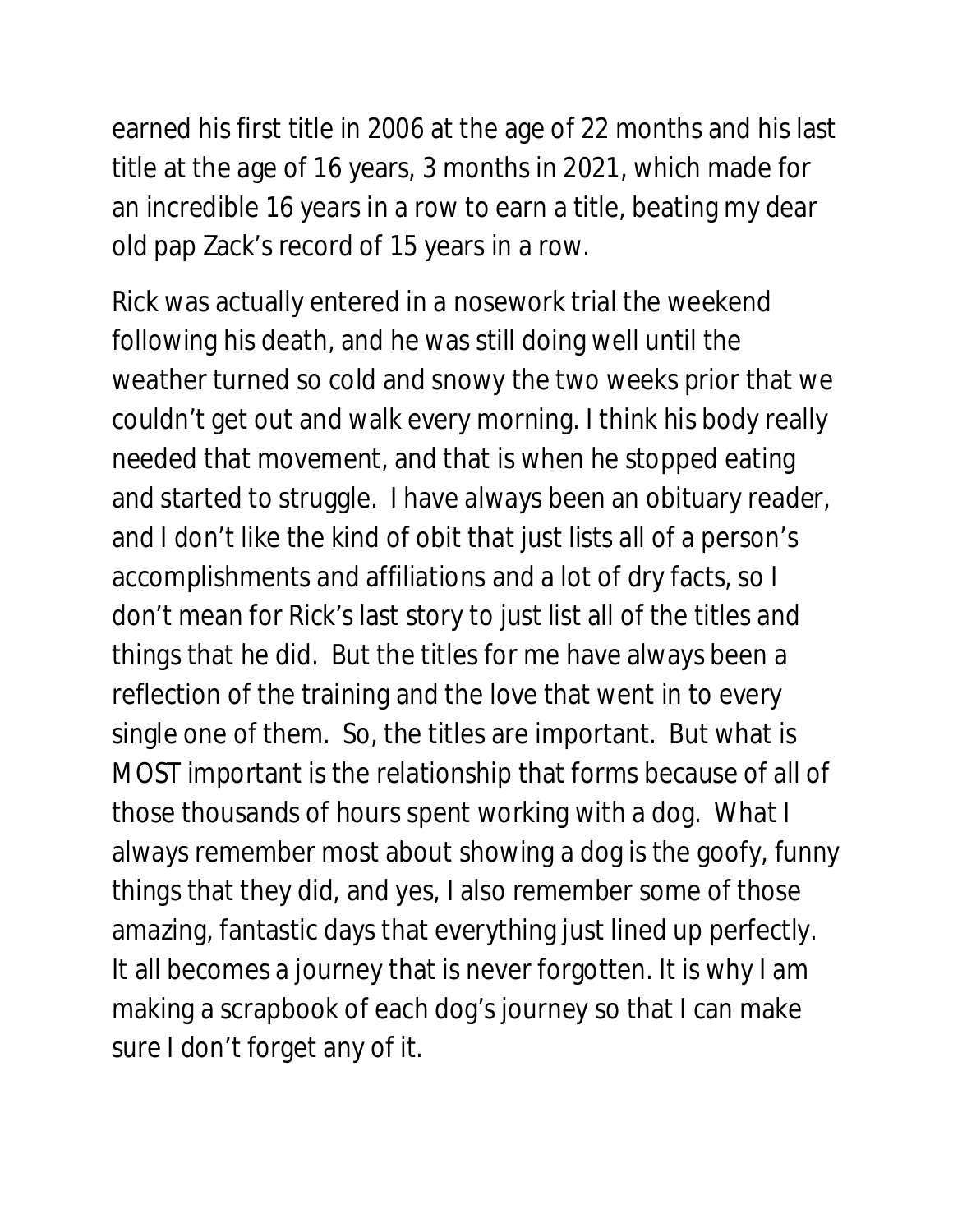earned his first title in 2006 at the age of 22 months and his last title at the age of 16 years, 3 months in 2021, which made for an incredible 16 years in a row to earn a title, beating my dear old pap Zack's record of 15 years in a row.

Rick was actually entered in a nosework trial the weekend following his death, and he was still doing well until the weather turned so cold and snowy the two weeks prior that we couldn't get out and walk every morning. I think his body really needed that movement, and that is when he stopped eating and started to struggle. I have always been an obituary reader, and I don't like the kind of obit that just lists all of a person's accomplishments and affiliations and a lot of dry facts, so I don't mean for Rick's last story to just list all of the titles and things that he did. But the titles for me have always been a reflection of the training and the love that went in to every single one of them. So, the titles are important. But what is MOST important is the relationship that forms because of all of those thousands of hours spent working with a dog. What I always remember most about showing a dog is the goofy, funny things that they did, and yes, I also remember some of those amazing, fantastic days that everything just lined up perfectly. It all becomes a journey that is never forgotten. It is why I am making a scrapbook of each dog's journey so that I can make sure I don't forget any of it.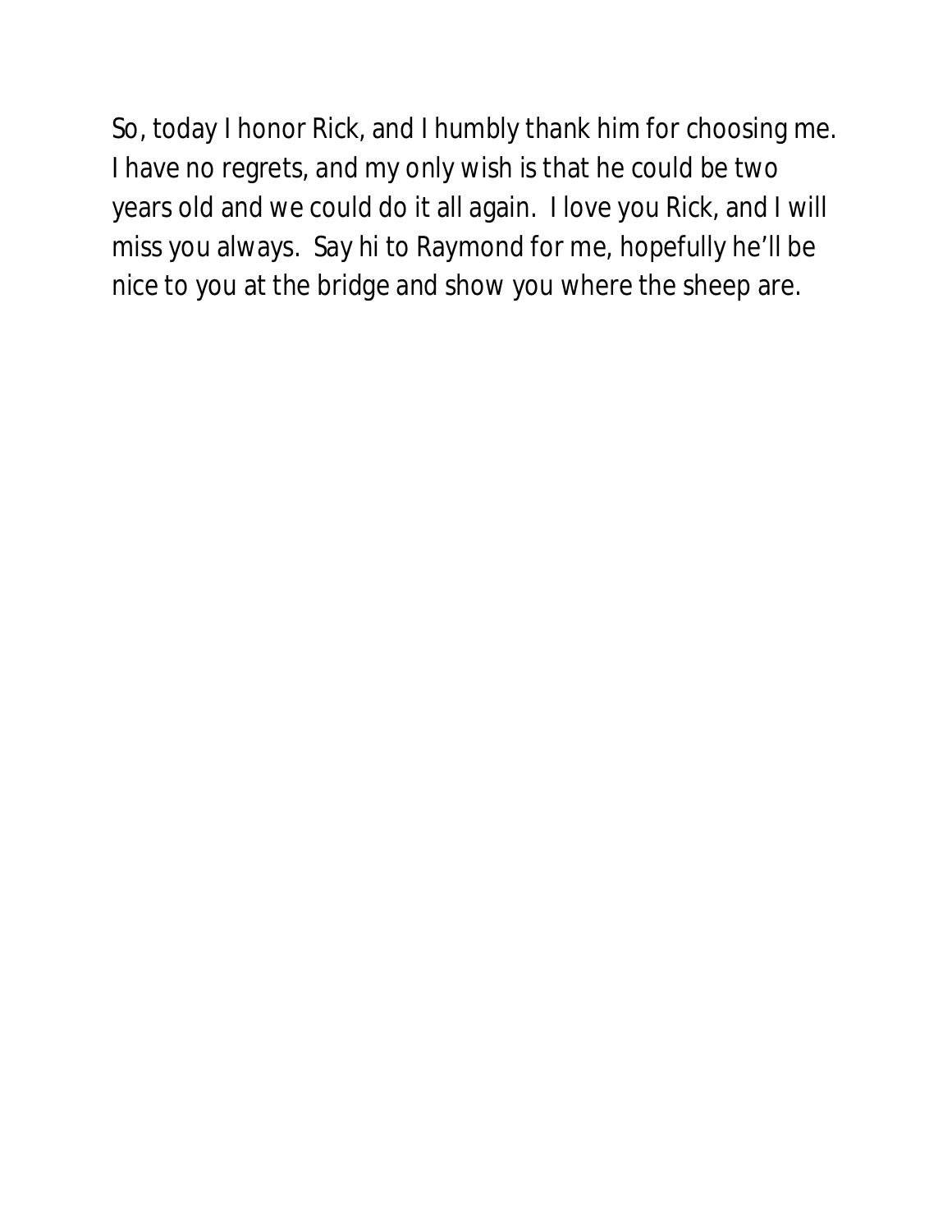So, today I honor Rick, and I humbly thank him for choosing me. I have no regrets, and my only wish is that he could be two years old and we could do it all again. I love you Rick, and I will miss you always. Say hi to Raymond for me, hopefully he'll be nice to you at the bridge and show you where the sheep are.